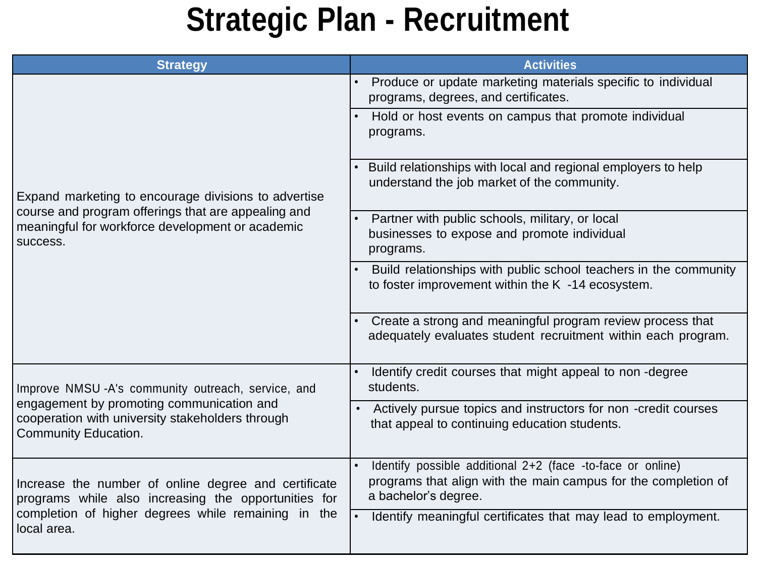# Strategic Plan - Recruitment

| Strategy | Activities |
|---|---|
| Expand marketing to encourage divisions to advertise course and program offerings that are appealing and meaningful for workforce development or academic success. | • Produce or update marketing materials specific to individual programs, degrees, and certificates. |
| | • Hold or host events on campus that promote individual programs. |
| | • Build relationships with local and regional employers to help understand the job market of the community. |
| | • Partner with public schools, military, or local businesses to expose and promote individual programs. |
| | • Build relationships with public school teachers in the community to foster improvement within the K -14 ecosystem. |
| | • Create a strong and meaningful program review process that adequately evaluates student recruitment within each program. |
| Improve NMSU -A's community outreach, service, and engagement by promoting communication and cooperation with university stakeholders through Community Education. | • Identify credit courses that might appeal to non -degree students. |
| | • Actively pursue topics and instructors for non -credit courses that appeal to continuing education students. |
| Increase the number of online degree and certificate programs while also increasing the opportunities for completion of higher degrees while remaining in the local area. | • Identify possible additional 2+2 (face -to-face or online) programs that align with the main campus for the completion of a bachelor's degree. |
| | • Identify meaningful certificates that may lead to employment. |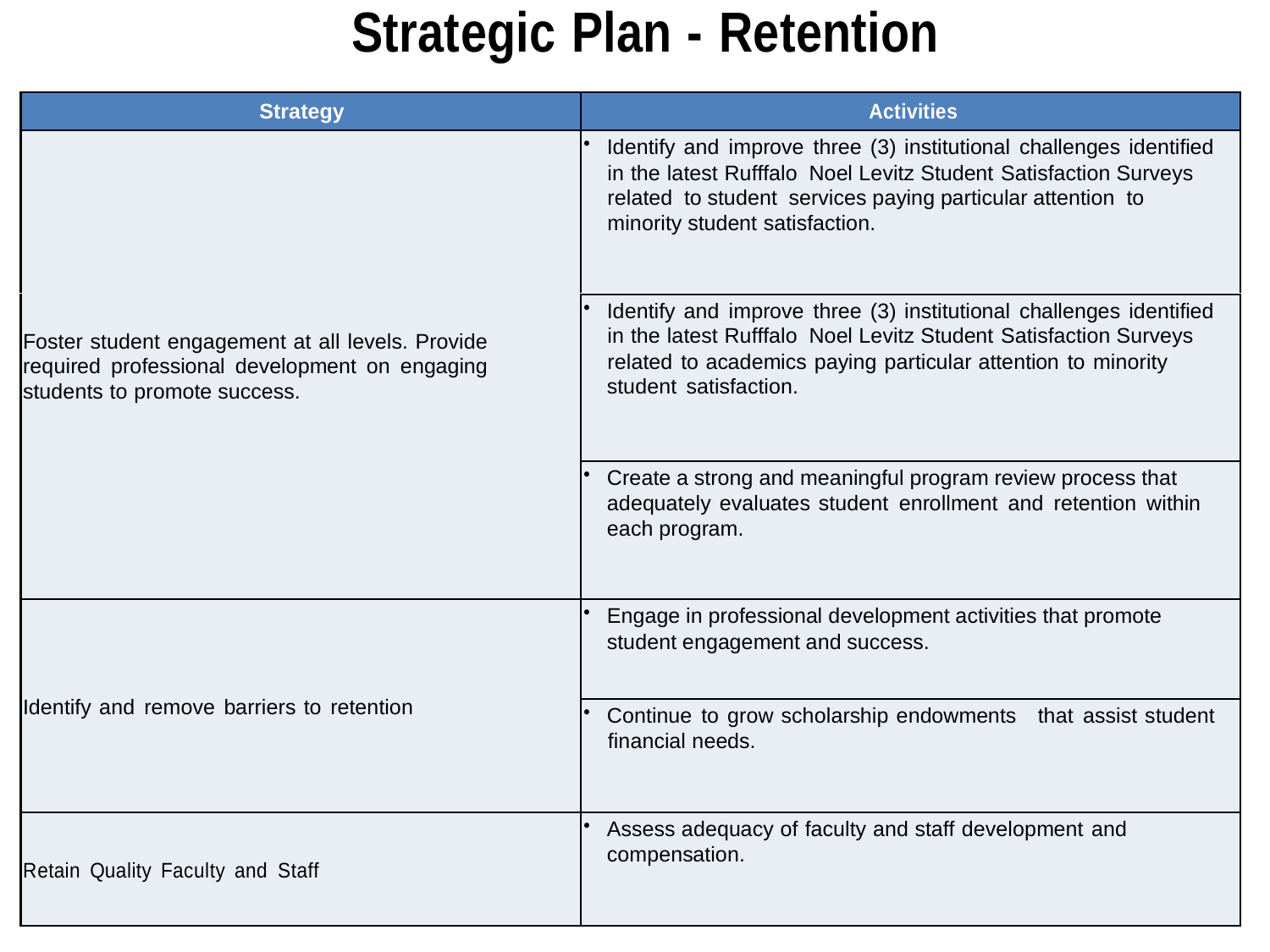# Strategic Plan - Retention

| Strategy | Activities |
|---|---|
| Foster student engagement at all levels. Provide required professional development on engaging students to promote success. | • Identify and improve three (3) institutional challenges identified in the latest Rufffalo Noel Levitz Student Satisfaction Surveys related to student services paying particular attention to minority student satisfaction. |
| | • Identify and improve three (3) institutional challenges identified in the latest Rufffalo Noel Levitz Student Satisfaction Surveys related to academics paying particular attention to minority student satisfaction. |
| | • Create a strong and meaningful program review process that adequately evaluates student enrollment and retention within each program. |
| Identify and remove barriers to retention | • Engage in professional development activities that promote student engagement and success. |
| | • Continue to grow scholarship endowments that assist student financial needs. |
| Retain Quality Faculty and Staff | • Assess adequacy of faculty and staff development and compensation. |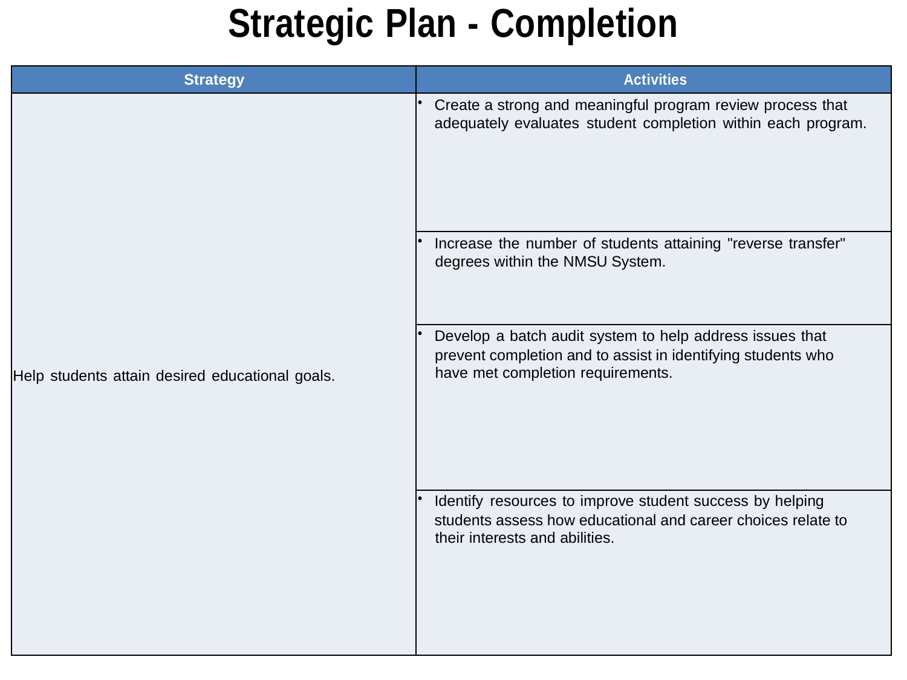# Strategic Plan - Completion

| Strategy | Activities |
| --- | --- |
| Help students attain desired educational goals. | • Create a strong and meaningful program review process that adequately evaluates student completion within each program. |
| | • Increase the number of students attaining "reverse transfer" degrees within the NMSU System. |
| | • Develop a batch audit system to help address issues that prevent completion and to assist in identifying students who have met completion requirements. |
| | • Identify resources to improve student success by helping students assess how educational and career choices relate to their interests and abilities. |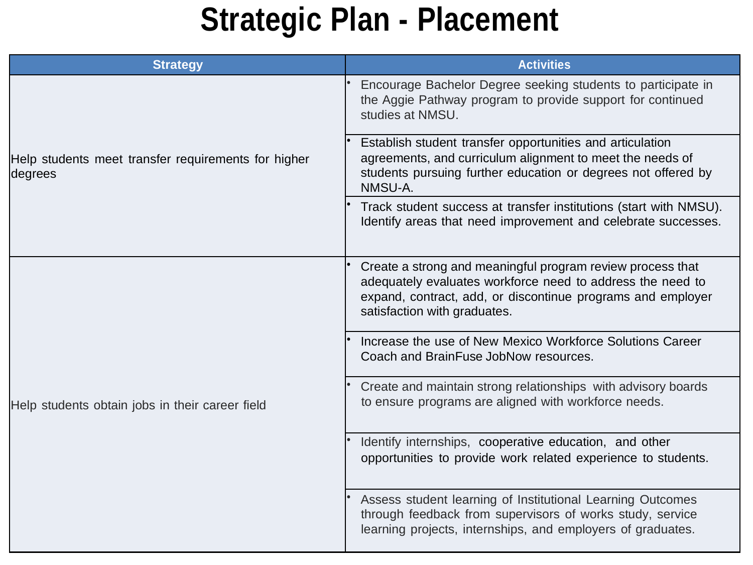# Strategic Plan - Placement

| Strategy | Activities |
|---|---|
| Help students meet transfer requirements for higher degrees | • Encourage Bachelor Degree seeking students to participate in the Aggie Pathway program to provide support for continued studies at NMSU. |
| | • Establish student transfer opportunities and articulation agreements, and curriculum alignment to meet the needs of students pursuing further education or degrees not offered by NMSU-A. |
| | • Track student success at transfer institutions (start with NMSU). Identify areas that need improvement and celebrate successes. |
| Help students obtain jobs in their career field | • Create a strong and meaningful program review process that adequately evaluates workforce need to address the need to expand, contract, add, or discontinue programs and employer satisfaction with graduates. |
| | • Increase the use of New Mexico Workforce Solutions Career Coach and BrainFuse JobNow resources. |
| | • Create and maintain strong relationships with advisory boards to ensure programs are aligned with workforce needs. |
| | • Identify internships, cooperative education, and other opportunities to provide work related experience to students. |
| | • Assess student learning of Institutional Learning Outcomes through feedback from supervisors of works study, service learning projects, internships, and employers of graduates. |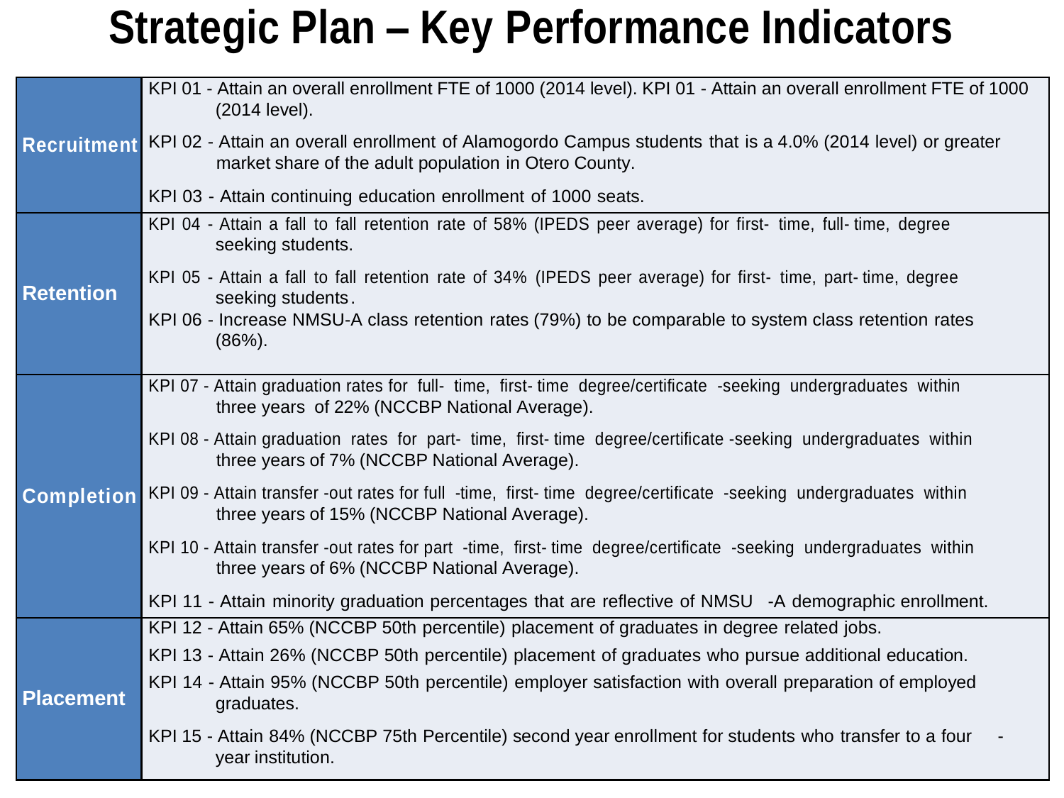# Strategic Plan – Key Performance Indicators

| | |
|---|---|
| **Recruitment** | KPI 01 - Attain an overall enrollment FTE of 1000 (2014 level). KPI 01 - Attain an overall enrollment FTE of 1000 (2014 level).<br><br>KPI 02 - Attain an overall enrollment of Alamogordo Campus students that is a 4.0% (2014 level) or greater market share of the adult population in Otero County.<br><br>KPI 03 - Attain continuing education enrollment of 1000 seats. |
| **Retention** | KPI 04 - Attain a fall to fall retention rate of 58% (IPEDS peer average) for first- time, full- time, degree seeking students.<br><br>KPI 05 - Attain a fall to fall retention rate of 34% (IPEDS peer average) for first- time, part- time, degree seeking students.<br><br>KPI 06 - Increase NMSU-A class retention rates (79%) to be comparable to system class retention rates (86%). |
| **Completion** | KPI 07 - Attain graduation rates for full- time, first- time degree/certificate -seeking undergraduates within three years of 22% (NCCBP National Average).<br><br>KPI 08 - Attain graduation rates for part- time, first- time degree/certificate -seeking undergraduates within three years of 7% (NCCBP National Average).<br><br>KPI 09 - Attain transfer -out rates for full -time, first- time degree/certificate -seeking undergraduates within three years of 15% (NCCBP National Average).<br><br>KPI 10 - Attain transfer -out rates for part -time, first- time degree/certificate -seeking undergraduates within three years of 6% (NCCBP National Average).<br><br>KPI 11 - Attain minority graduation percentages that are reflective of NMSU -A demographic enrollment. |
| **Placement** | KPI 12 - Attain 65% (NCCBP 50th percentile) placement of graduates in degree related jobs.<br><br>KPI 13 - Attain 26% (NCCBP 50th percentile) placement of graduates who pursue additional education.<br><br>KPI 14 - Attain 95% (NCCBP 50th percentile) employer satisfaction with overall preparation of employed graduates.<br><br>KPI 15 - Attain 84% (NCCBP 75th Percentile) second year enrollment for students who transfer to a four - year institution. |